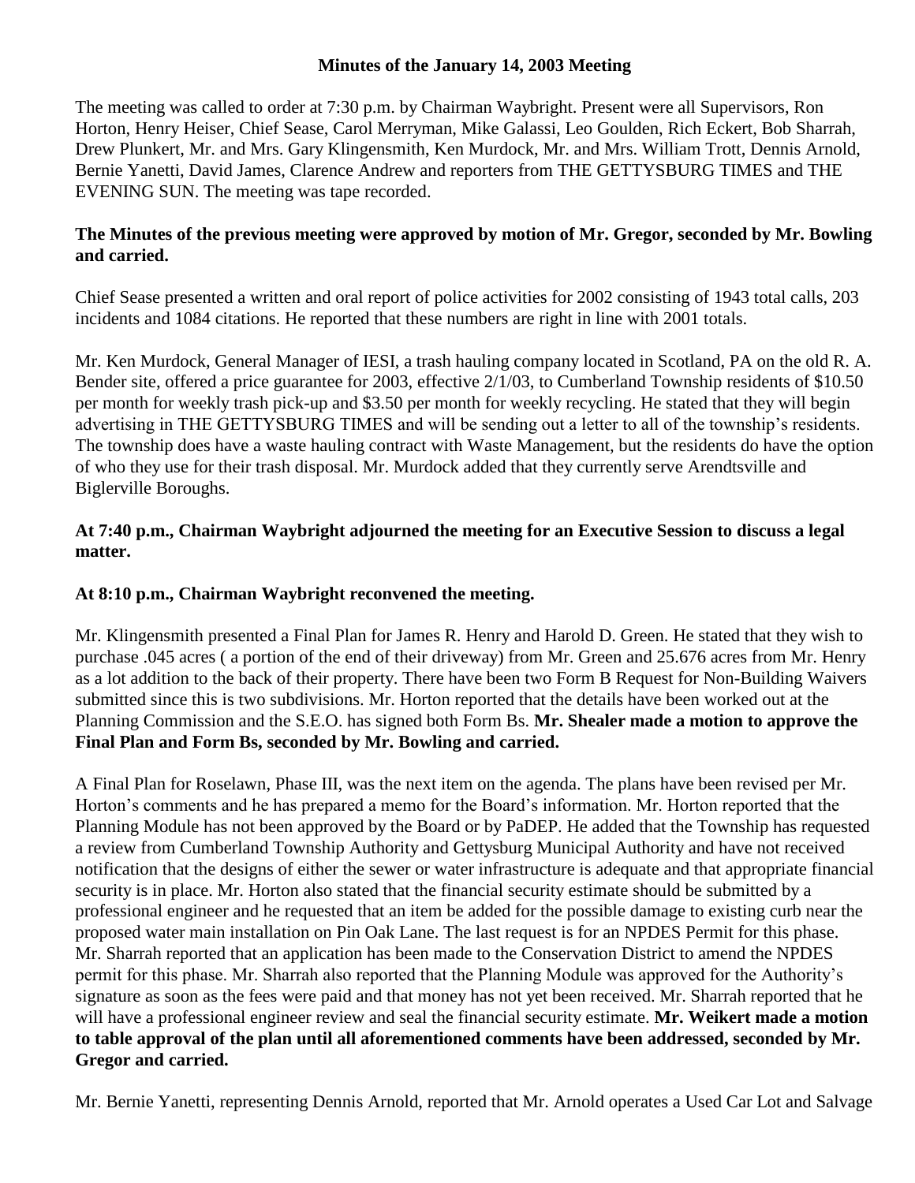**Minutes of the January 14, 2003 Meeting**

The meeting was called to order at 7:30 p.m. by Chairman Waybright. Present were all Supervisors, Ron Horton, Henry Heiser, Chief Sease, Carol Merryman, Mike Galassi, Leo Goulden, Rich Eckert, Bob Sharrah, Drew Plunkert, Mr. and Mrs. Gary Klingensmith, Ken Murdock, Mr. and Mrs. William Trott, Dennis Arnold, Bernie Yanetti, David James, Clarence Andrew and reporters from THE GETTYSBURG TIMES and THE EVENING SUN. The meeting was tape recorded.

**The Minutes of the previous meeting were approved by motion of Mr. Gregor, seconded by Mr. Bowling and carried.**

Chief Sease presented a written and oral report of police activities for 2002 consisting of 1943 total calls, 203 incidents and 1084 citations. He reported that these numbers are right in line with 2001 totals.

Mr. Ken Murdock, General Manager of IESI, a trash hauling company located in Scotland, PA on the old R. A. Bender site, offered a price guarantee for 2003, effective 2/1/03, to Cumberland Township residents of $10.50 per month for weekly trash pick-up and $3.50 per month for weekly recycling. He stated that they will begin advertising in THE GETTYSBURG TIMES and will be sending out a letter to all of the township's residents. The township does have a waste hauling contract with Waste Management, but the residents do have the option of who they use for their trash disposal. Mr. Murdock added that they currently serve Arendtsville and Biglerville Boroughs.

**At 7:40 p.m., Chairman Waybright adjourned the meeting for an Executive Session to discuss a legal matter.**

**At 8:10 p.m., Chairman Waybright reconvened the meeting.**

Mr. Klingensmith presented a Final Plan for James R. Henry and Harold D. Green. He stated that they wish to purchase .045 acres ( a portion of the end of their driveway) from Mr. Green and 25.676 acres from Mr. Henry as a lot addition to the back of their property. There have been two Form B Request for Non-Building Waivers submitted since this is two subdivisions. Mr. Horton reported that the details have been worked out at the Planning Commission and the S.E.O. has signed both Form Bs. **Mr. Shealer made a motion to approve the Final Plan and Form Bs, seconded by Mr. Bowling and carried.**

A Final Plan for Roselawn, Phase III, was the next item on the agenda. The plans have been revised per Mr. Horton's comments and he has prepared a memo for the Board's information. Mr. Horton reported that the Planning Module has not been approved by the Board or by PaDEP. He added that the Township has requested a review from Cumberland Township Authority and Gettysburg Municipal Authority and have not received notification that the designs of either the sewer or water infrastructure is adequate and that appropriate financial security is in place. Mr. Horton also stated that the financial security estimate should be submitted by a professional engineer and he requested that an item be added for the possible damage to existing curb near the proposed water main installation on Pin Oak Lane. The last request is for an NPDES Permit for this phase. Mr. Sharrah reported that an application has been made to the Conservation District to amend the NPDES permit for this phase. Mr. Sharrah also reported that the Planning Module was approved for the Authority's signature as soon as the fees were paid and that money has not yet been received. Mr. Sharrah reported that he will have a professional engineer review and seal the financial security estimate. **Mr. Weikert made a motion to table approval of the plan until all aforementioned comments have been addressed, seconded by Mr. Gregor and carried.**

Mr. Bernie Yanetti, representing Dennis Arnold, reported that Mr. Arnold operates a Used Car Lot and Salvage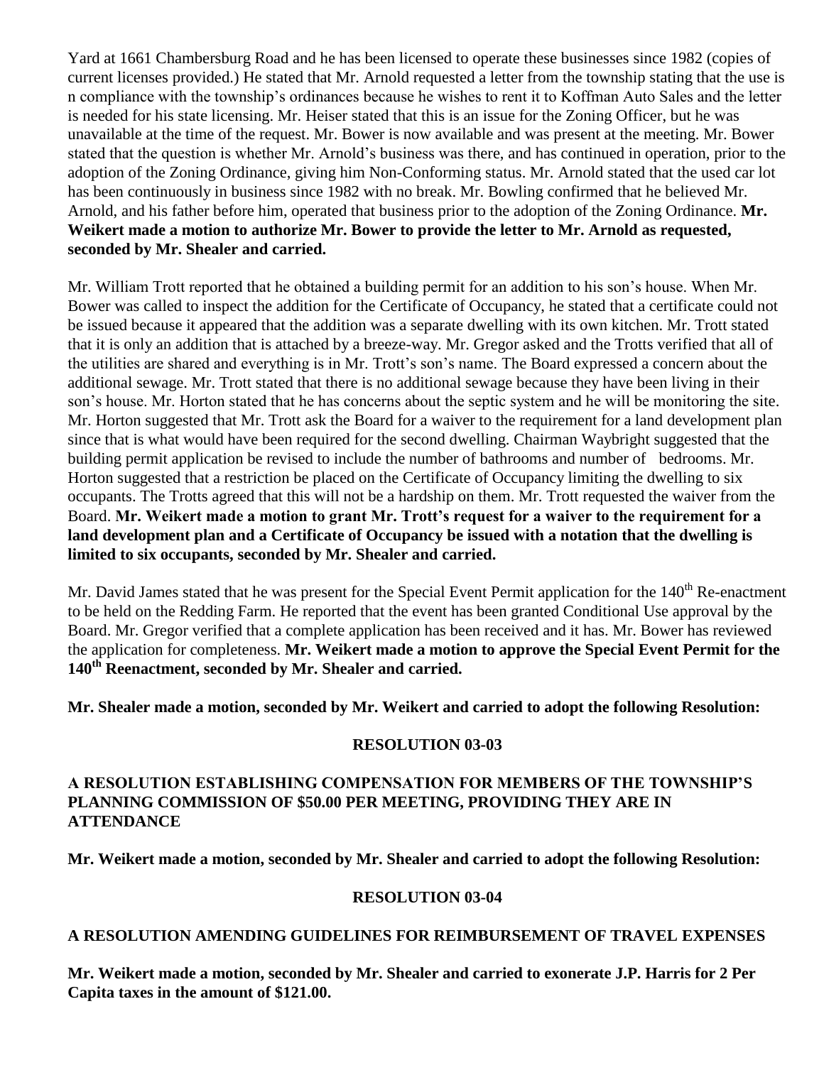Yard at 1661 Chambersburg Road and he has been licensed to operate these businesses since 1982 (copies of current licenses provided.) He stated that Mr. Arnold requested a letter from the township stating that the use is n compliance with the township's ordinances because he wishes to rent it to Koffman Auto Sales and the letter is needed for his state licensing. Mr. Heiser stated that this is an issue for the Zoning Officer, but he was unavailable at the time of the request. Mr. Bower is now available and was present at the meeting. Mr. Bower stated that the question is whether Mr. Arnold's business was there, and has continued in operation, prior to the adoption of the Zoning Ordinance, giving him Non-Conforming status. Mr. Arnold stated that the used car lot has been continuously in business since 1982 with no break. Mr. Bowling confirmed that he believed Mr. Arnold, and his father before him, operated that business prior to the adoption of the Zoning Ordinance. **Mr. Weikert made a motion to authorize Mr. Bower to provide the letter to Mr. Arnold as requested, seconded by Mr. Shealer and carried.**

Mr. William Trott reported that he obtained a building permit for an addition to his son's house. When Mr. Bower was called to inspect the addition for the Certificate of Occupancy, he stated that a certificate could not be issued because it appeared that the addition was a separate dwelling with its own kitchen. Mr. Trott stated that it is only an addition that is attached by a breeze-way. Mr. Gregor asked and the Trotts verified that all of the utilities are shared and everything is in Mr. Trott's son's name. The Board expressed a concern about the additional sewage. Mr. Trott stated that there is no additional sewage because they have been living in their son's house. Mr. Horton stated that he has concerns about the septic system and he will be monitoring the site. Mr. Horton suggested that Mr. Trott ask the Board for a waiver to the requirement for a land development plan since that is what would have been required for the second dwelling. Chairman Waybright suggested that the building permit application be revised to include the number of bathrooms and number of bedrooms. Mr. Horton suggested that a restriction be placed on the Certificate of Occupancy limiting the dwelling to six occupants. The Trotts agreed that this will not be a hardship on them. Mr. Trott requested the waiver from the Board. **Mr. Weikert made a motion to grant Mr. Trott's request for a waiver to the requirement for a land development plan and a Certificate of Occupancy be issued with a notation that the dwelling is limited to six occupants, seconded by Mr. Shealer and carried.**

Mr. David James stated that he was present for the Special Event Permit application for the 140th Re-enactment to be held on the Redding Farm. He reported that the event has been granted Conditional Use approval by the Board. Mr. Gregor verified that a complete application has been received and it has. Mr. Bower has reviewed the application for completeness. **Mr. Weikert made a motion to approve the Special Event Permit for the 140th Reenactment, seconded by Mr. Shealer and carried.**

**Mr. Shealer made a motion, seconded by Mr. Weikert and carried to adopt the following Resolution:**

**RESOLUTION 03-03**

**A RESOLUTION ESTABLISHING COMPENSATION FOR MEMBERS OF THE TOWNSHIP'S PLANNING COMMISSION OF $50.00 PER MEETING, PROVIDING THEY ARE IN ATTENDANCE**

**Mr. Weikert made a motion, seconded by Mr. Shealer and carried to adopt the following Resolution:**

**RESOLUTION 03-04**

**A RESOLUTION AMENDING GUIDELINES FOR REIMBURSEMENT OF TRAVEL EXPENSES**

**Mr. Weikert made a motion, seconded by Mr. Shealer and carried to exonerate J.P. Harris for 2 Per Capita taxes in the amount of $121.00.**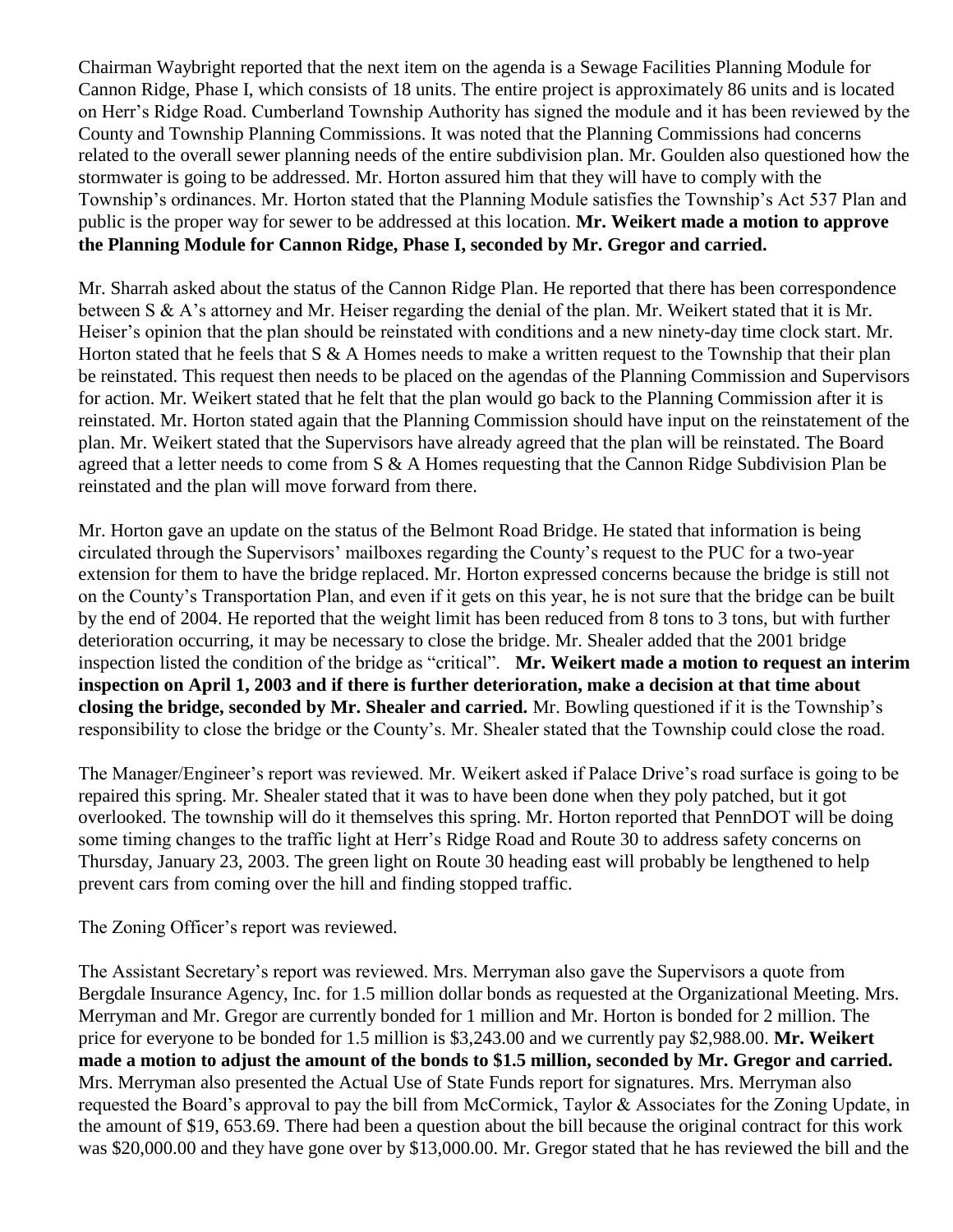Chairman Waybright reported that the next item on the agenda is a Sewage Facilities Planning Module for Cannon Ridge, Phase I, which consists of 18 units. The entire project is approximately 86 units and is located on Herr's Ridge Road. Cumberland Township Authority has signed the module and it has been reviewed by the County and Township Planning Commissions. It was noted that the Planning Commissions had concerns related to the overall sewer planning needs of the entire subdivision plan. Mr. Goulden also questioned how the stormwater is going to be addressed. Mr. Horton assured him that they will have to comply with the Township's ordinances. Mr. Horton stated that the Planning Module satisfies the Township's Act 537 Plan and public is the proper way for sewer to be addressed at this location. **Mr. Weikert made a motion to approve the Planning Module for Cannon Ridge, Phase I, seconded by Mr. Gregor and carried.**

Mr. Sharrah asked about the status of the Cannon Ridge Plan. He reported that there has been correspondence between S & A's attorney and Mr. Heiser regarding the denial of the plan. Mr. Weikert stated that it is Mr. Heiser's opinion that the plan should be reinstated with conditions and a new ninety-day time clock start. Mr. Horton stated that he feels that S & A Homes needs to make a written request to the Township that their plan be reinstated. This request then needs to be placed on the agendas of the Planning Commission and Supervisors for action. Mr. Weikert stated that he felt that the plan would go back to the Planning Commission after it is reinstated. Mr. Horton stated again that the Planning Commission should have input on the reinstatement of the plan. Mr. Weikert stated that the Supervisors have already agreed that the plan will be reinstated. The Board agreed that a letter needs to come from S & A Homes requesting that the Cannon Ridge Subdivision Plan be reinstated and the plan will move forward from there.

Mr. Horton gave an update on the status of the Belmont Road Bridge. He stated that information is being circulated through the Supervisors' mailboxes regarding the County's request to the PUC for a two-year extension for them to have the bridge replaced. Mr. Horton expressed concerns because the bridge is still not on the County's Transportation Plan, and even if it gets on this year, he is not sure that the bridge can be built by the end of 2004. He reported that the weight limit has been reduced from 8 tons to 3 tons, but with further deterioration occurring, it may be necessary to close the bridge. Mr. Shealer added that the 2001 bridge inspection listed the condition of the bridge as "critical". **Mr. Weikert made a motion to request an interim inspection on April 1, 2003 and if there is further deterioration, make a decision at that time about closing the bridge, seconded by Mr. Shealer and carried.** Mr. Bowling questioned if it is the Township's responsibility to close the bridge or the County's. Mr. Shealer stated that the Township could close the road.

The Manager/Engineer's report was reviewed. Mr. Weikert asked if Palace Drive's road surface is going to be repaired this spring. Mr. Shealer stated that it was to have been done when they poly patched, but it got overlooked. The township will do it themselves this spring. Mr. Horton reported that PennDOT will be doing some timing changes to the traffic light at Herr's Ridge Road and Route 30 to address safety concerns on Thursday, January 23, 2003. The green light on Route 30 heading east will probably be lengthened to help prevent cars from coming over the hill and finding stopped traffic.

The Zoning Officer's report was reviewed.

The Assistant Secretary's report was reviewed. Mrs. Merryman also gave the Supervisors a quote from Bergdale Insurance Agency, Inc. for 1.5 million dollar bonds as requested at the Organizational Meeting. Mrs. Merryman and Mr. Gregor are currently bonded for 1 million and Mr. Horton is bonded for 2 million. The price for everyone to be bonded for 1.5 million is $3,243.00 and we currently pay $2,988.00. **Mr. Weikert made a motion to adjust the amount of the bonds to $1.5 million, seconded by Mr. Gregor and carried.** Mrs. Merryman also presented the Actual Use of State Funds report for signatures. Mrs. Merryman also requested the Board's approval to pay the bill from McCormick, Taylor & Associates for the Zoning Update, in the amount of $19, 653.69. There had been a question about the bill because the original contract for this work was $20,000.00 and they have gone over by $13,000.00. Mr. Gregor stated that he has reviewed the bill and the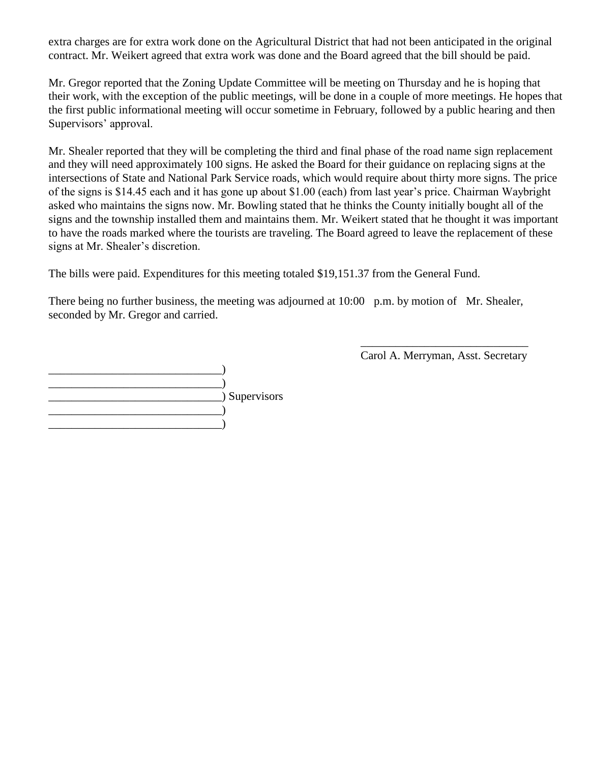extra charges are for extra work done on the Agricultural District that had not been anticipated in the original contract. Mr. Weikert agreed that extra work was done and the Board agreed that the bill should be paid.

Mr. Gregor reported that the Zoning Update Committee will be meeting on Thursday and he is hoping that their work, with the exception of the public meetings, will be done in a couple of more meetings. He hopes that the first public informational meeting will occur sometime in February, followed by a public hearing and then Supervisors' approval.

Mr. Shealer reported that they will be completing the third and final phase of the road name sign replacement and they will need approximately 100 signs. He asked the Board for their guidance on replacing signs at the intersections of State and National Park Service roads, which would require about thirty more signs. The price of the signs is $14.45 each and it has gone up about $1.00 (each) from last year's price. Chairman Waybright asked who maintains the signs now. Mr. Bowling stated that he thinks the County initially bought all of the signs and the township installed them and maintains them. Mr. Weikert stated that he thought it was important to have the roads marked where the tourists are traveling. The Board agreed to leave the replacement of these signs at Mr. Shealer's discretion.

The bills were paid. Expenditures for this meeting totaled $19,151.37 from the General Fund.

There being no further business, the meeting was adjourned at 10:00 p.m. by motion of Mr. Shealer, seconded by Mr. Gregor and carried.

\_\_\_\_\_\_\_\_\_\_\_\_\_\_\_\_\_\_\_\_\_\_\_\_\_\_\_\_\_\_
Carol A. Merryman, Asst. Secretary

\_\_\_\_\_\_\_\_\_\_\_\_\_\_\_\_\_\_\_\_\_\_\_\_\_\_\_\_\_\_)
\_\_\_\_\_\_\_\_\_\_\_\_\_\_\_\_\_\_\_\_\_\_\_\_\_\_\_\_\_\_)
\_\_\_\_\_\_\_\_\_\_\_\_\_\_\_\_\_\_\_\_\_\_\_\_\_\_\_\_\_\_) Supervisors
\_\_\_\_\_\_\_\_\_\_\_\_\_\_\_\_\_\_\_\_\_\_\_\_\_\_\_\_\_\_)
\_\_\_\_\_\_\_\_\_\_\_\_\_\_\_\_\_\_\_\_\_\_\_\_\_\_\_\_\_\_)